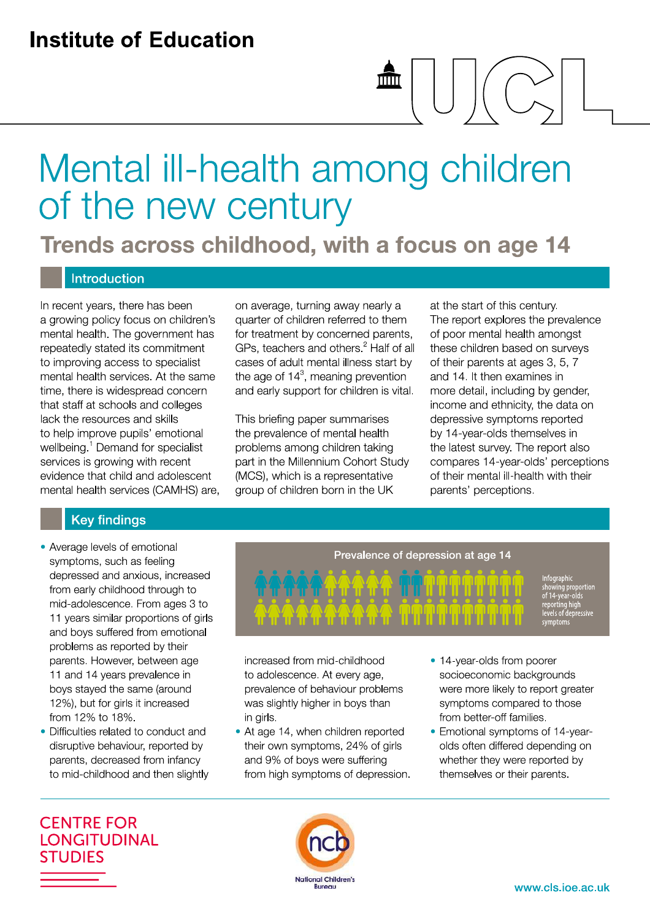Institute of Education

# Mental ill-health among children of the new century

## Trends across childhood, with a focus on age 14

## Introduction

In recent years, there has been a growing policy focus on children's mental health. The government has repeatedly stated its commitment to improving access to specialist mental health services. At the same time, there is widespread concern that staff at schools and colleges lack the resources and skills to help improve pupils' emotional wellbeing.[1] Demand for specialist services is growing with recent evidence that child and adolescent mental health services (CAMHS) are, on average, turning away nearly a quarter of children referred to them for treatment by concerned parents, GPs, teachers and others.[2] Half of all cases of adult mental illness start by the age of 14[3], meaning prevention and early support for children is vital.

This briefing paper summarises the prevalence of mental health problems among children taking part in the Millennium Cohort Study (MCS), which is a representative group of children born in the UK at the start of this century. The report explores the prevalence of poor mental health amongst these children based on surveys of their parents at ages 3, 5, 7 and 14. It then examines in more detail, including by gender, income and ethnicity, the data on depressive symptoms reported by 14-year-olds themselves in the latest survey. The report also compares 14-year-olds' perceptions of their mental ill-health with their parents' perceptions.

## Key findings

- Average levels of emotional symptoms, such as feeling depressed and anxious, increased from early childhood through to mid-adolescence. From ages 3 to 11 years similar proportions of girls and boys suffered from emotional problems as reported by their parents. However, between age 11 and 14 years prevalence in boys stayed the same (around 12%), but for girls it increased from 12% to 18%.
- Difficulties related to conduct and disruptive behaviour, reported by parents, decreased from infancy to mid-childhood and then slightly increased from mid-childhood to adolescence. At every age, prevalence of behaviour problems was slightly higher in boys than in girls.
- At age 14, when children reported their own symptoms, 24% of girls and 9% of boys were suffering from high symptoms of depression.
- 14-year-olds from poorer socioeconomic backgrounds were more likely to report greater symptoms compared to those from better-off families.
- Emotional symptoms of 14-year-olds often differed depending on whether they were reported by themselves or their parents.

**Prevalence of depression at age 14**

Infographic showing proportion of 14-year-olds reporting high levels of depressive symptoms

CENTRE FOR LONGITUDINAL STUDIES

National Children's Bureau

www.cls.ioe.ac.uk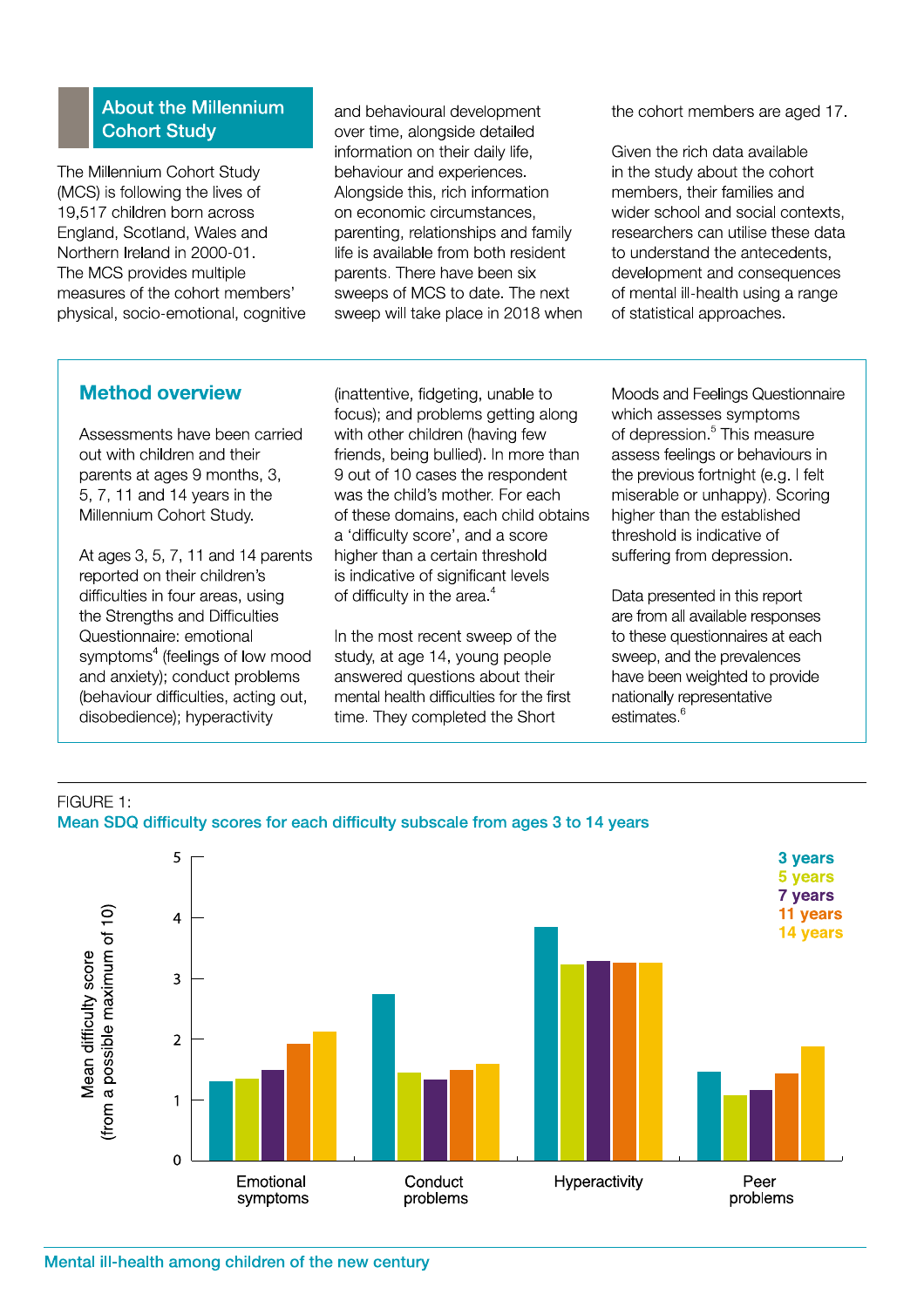## About the Millennium Cohort Study

The Millennium Cohort Study (MCS) is following the lives of 19,517 children born across England, Scotland, Wales and Northern Ireland in 2000-01. The MCS provides multiple measures of the cohort members' physical, socio-emotional, cognitive and behavioural development over time, alongside detailed information on their daily life, behaviour and experiences. Alongside this, rich information on economic circumstances, parenting, relationships and family life is available from both resident parents. There have been six sweeps of MCS to date. The next sweep will take place in 2018 when the cohort members are aged 17.

Given the rich data available in the study about the cohort members, their families and wider school and social contexts, researchers can utilise these data to understand the antecedents, development and consequences of mental ill-health using a range of statistical approaches.

## Method overview

Assessments have been carried out with children and their parents at ages 9 months, 3, 5, 7, 11 and 14 years in the Millennium Cohort Study.

At ages 3, 5, 7, 11 and 14 parents reported on their children's difficulties in four areas, using the Strengths and Difficulties Questionnaire: emotional symptoms[4] (feelings of low mood and anxiety); conduct problems (behaviour difficulties, acting out, disobedience); hyperactivity (inattentive, fidgeting, unable to focus); and problems getting along with other children (having few friends, being bullied). In more than 9 out of 10 cases the respondent was the child's mother. For each of these domains, each child obtains a 'difficulty score', and a score higher than a certain threshold is indicative of significant levels of difficulty in the area.[4]

In the most recent sweep of the study, at age 14, young people answered questions about their mental health difficulties for the first time. They completed the Short Moods and Feelings Questionnaire which assesses symptoms of depression.[5] This measure assess feelings or behaviours in the previous fortnight (e.g. I felt miserable or unhappy). Scoring higher than the established threshold is indicative of suffering from depression.

Data presented in this report are from all available responses to these questionnaires at each sweep, and the prevalences have been weighted to provide nationally representative estimates.[6]

FIGURE 1:
**Mean SDQ difficulty scores for each difficulty subscale from ages 3 to 14 years**

Mean difficulty score (from a possible maximum of 10)

| Subscale | 3 years | 5 years | 7 years | 11 years | 14 years |
|---|---|---|---|---|---|
| Emotional symptoms | 1.3 | 1.35 | 1.5 | 1.9 | 2.1 |
| Conduct problems | 2.75 | 1.45 | 1.35 | 1.5 | 1.6 |
| Hyperactivity | 3.85 | 3.25 | 3.3 | 3.25 | 3.25 |
| Peer problems | 1.45 | 1.1 | 1.15 | 1.45 | 1.9 |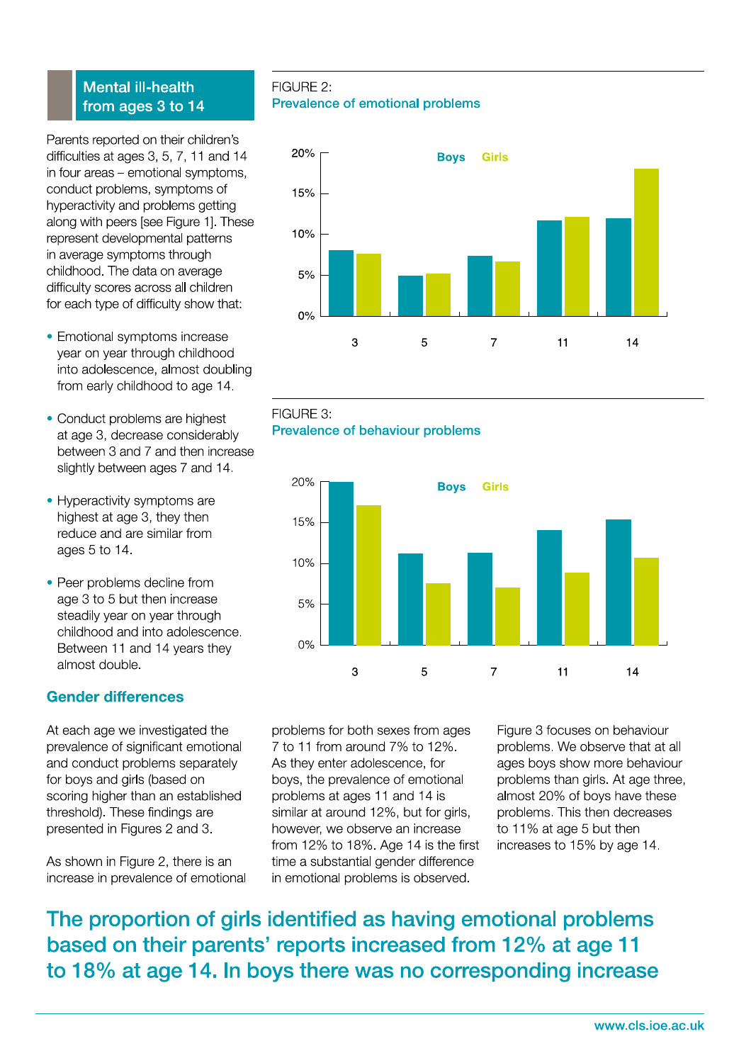## Mental ill-health from ages 3 to 14

Parents reported on their children's difficulties at ages 3, 5, 7, 11 and 14 in four areas – emotional symptoms, conduct problems, symptoms of hyperactivity and problems getting along with peers [see Figure 1]. These represent developmental patterns in average symptoms through childhood. The data on average difficulty scores across all children for each type of difficulty show that:

- Emotional symptoms increase year on year through childhood into adolescence, almost doubling from early childhood to age 14.
- Conduct problems are highest at age 3, decrease considerably between 3 and 7 and then increase slightly between ages 7 and 14.
- Hyperactivity symptoms are highest at age 3, they then reduce and are similar from ages 5 to 14.
- Peer problems decline from age 3 to 5 but then increase steadily year on year through childhood and into adolescence. Between 11 and 14 years they almost double.

FIGURE 2:
**Prevalence of emotional problems**

FIGURE 3:
**Prevalence of behaviour problems**

### Gender differences

At each age we investigated the prevalence of significant emotional and conduct problems separately for boys and girls (based on scoring higher than an established threshold). These findings are presented in Figures 2 and 3.

As shown in Figure 2, there is an increase in prevalence of emotional problems for both sexes from ages 7 to 11 from around 7% to 12%. As they enter adolescence, for boys, the prevalence of emotional problems at ages 11 and 14 is similar at around 12%, but for girls, however, we observe an increase from 12% to 18%. Age 14 is the first time a substantial gender difference in emotional problems is observed.

Figure 3 focuses on behaviour problems. We observe that at all ages boys show more behaviour problems than girls. At age three, almost 20% of boys have these problems. This then decreases to 11% at age 5 but then increases to 15% by age 14.

## The proportion of girls identified as having emotional problems based on their parents' reports increased from 12% at age 11 to 18% at age 14. In boys there was no corresponding increase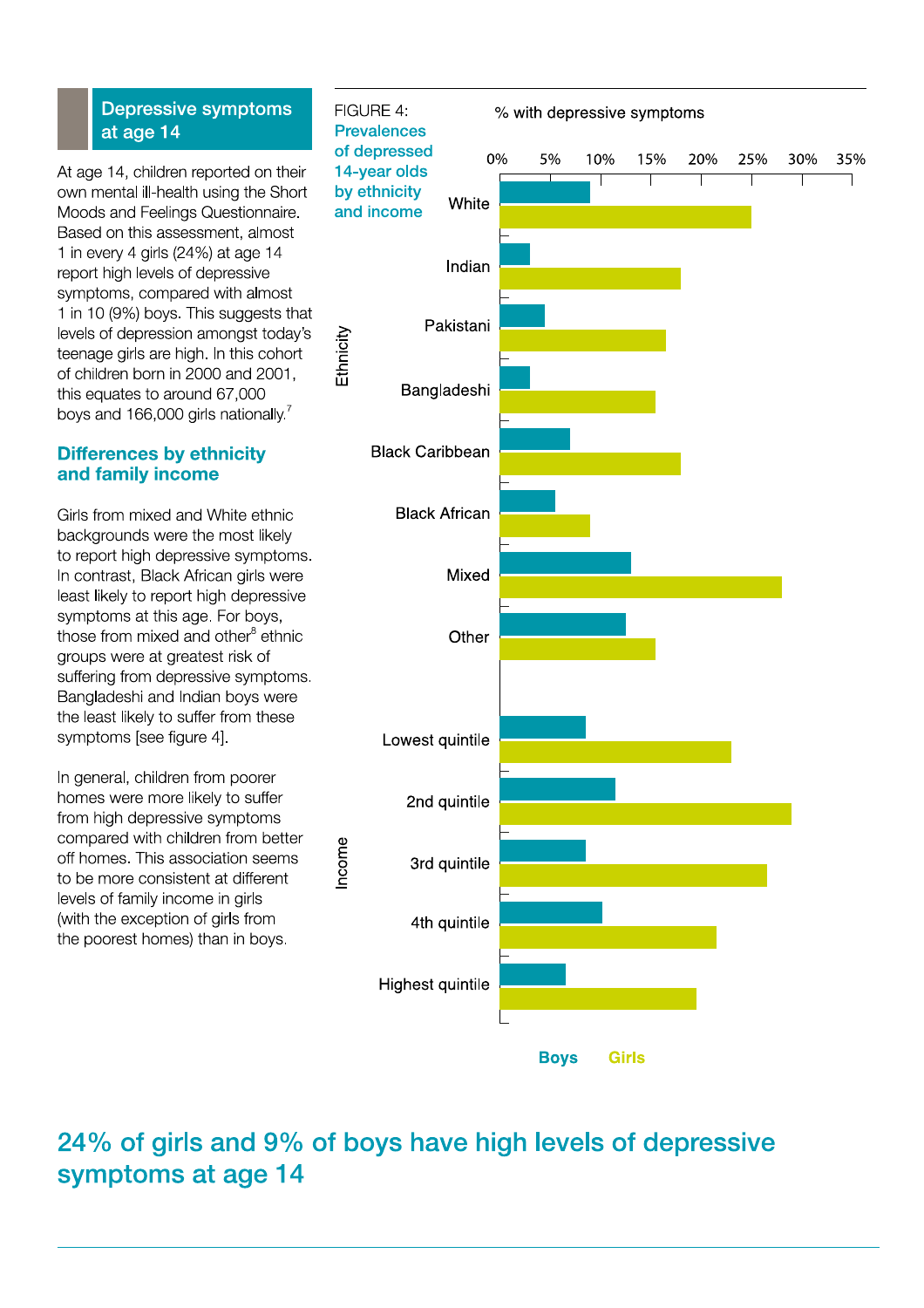## Depressive symptoms at age 14

At age 14, children reported on their own mental ill-health using the Short Moods and Feelings Questionnaire. Based on this assessment, almost 1 in every 4 girls (24%) at age 14 report high levels of depressive symptoms, compared with almost 1 in 10 (9%) boys. This suggests that levels of depression amongst today's teenage girls are high. In this cohort of children born in 2000 and 2001, this equates to around 67,000 boys and 166,000 girls nationally.[7]

### Differences by ethnicity and family income

Girls from mixed and White ethnic backgrounds were the most likely to report high depressive symptoms. In contrast, Black African girls were least likely to report high depressive symptoms at this age. For boys, those from mixed and other[8] ethnic groups were at greatest risk of suffering from depressive symptoms. Bangladeshi and Indian boys were the least likely to suffer from these symptoms [see figure 4].

In general, children from poorer homes were more likely to suffer from high depressive symptoms compared with children from better off homes. This association seems to be more consistent at different levels of family income in girls (with the exception of girls from the poorest homes) than in boys.

FIGURE 4: **Prevalences of depressed 14-year olds by ethnicity and income**

% with depressive symptoms (0%–35%)

Ethnicity: White, Indian, Pakistani, Bangladeshi, Black Caribbean, Black African, Mixed, Other

Income: Lowest quintile, 2nd quintile, 3rd quintile, 4th quintile, Highest quintile

Boys / Girls

## 24% of girls and 9% of boys have high levels of depressive symptoms at age 14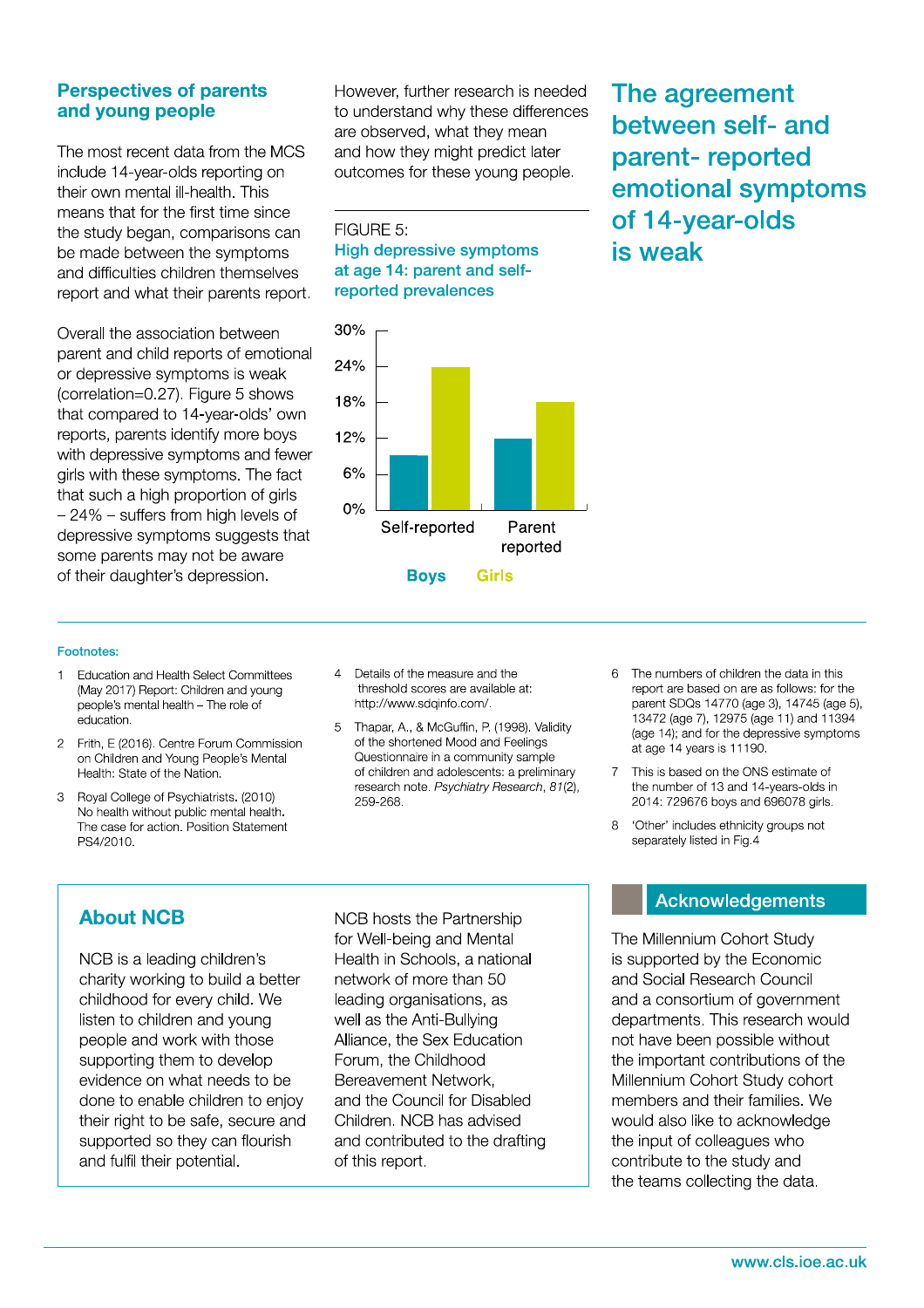## Perspectives of parents and young people

The most recent data from the MCS include 14-year-olds reporting on their own mental ill-health. This means that for the first time since the study began, comparisons can be made between the symptoms and difficulties children themselves report and what their parents report.

Overall the association between parent and child reports of emotional or depressive symptoms is weak (correlation=0.27). Figure 5 shows that compared to 14-year-olds' own reports, parents identify more boys with depressive symptoms and fewer girls with these symptoms. The fact that such a high proportion of girls – 24% – suffers from high levels of depressive symptoms suggests that some parents may not be aware of their daughter's depression.

However, further research is needed to understand why these differences are observed, what they mean and how they might predict later outcomes for these young people.

FIGURE 5:
**High depressive symptoms at age 14: parent and self-reported prevalences**

30%
24%
18%
12%
6%
0%

Self-reported | Parent reported

Boys | Girls

## The agreement between self- and parent- reported emotional symptoms of 14-year-olds is weak

**Footnotes:**

1. Education and Health Select Committees (May 2017) Report: Children and young people's mental health – The role of education.
2. Frith, E (2016). Centre Forum Commission on Children and Young People's Mental Health: State of the Nation.
3. Royal College of Psychiatrists. (2010) No health without public mental health. The case for action. Position Statement PS4/2010.
4. Details of the measure and the threshold scores are available at: http://www.sdqinfo.com/.
5. Thapar, A., & McGuffin, P. (1998). Validity of the shortened Mood and Feelings Questionnaire in a community sample of children and adolescents: a preliminary research note. *Psychiatry Research*, *81*(2), 259-268.
6. The numbers of children the data in this report are based on are as follows: for the parent SDQs 14770 (age 3), 14745 (age 5), 13472 (age 7), 12975 (age 11) and 11394 (age 14); and for the depressive symptoms at age 14 years is 11190.
7. This is based on the ONS estimate of the number of 13 and 14-years-olds in 2014: 729676 boys and 696078 girls.
8. 'Other' includes ethnicity groups not separately listed in Fig.4

## About NCB

NCB is a leading children's charity working to build a better childhood for every child. We listen to children and young people and work with those supporting them to develop evidence on what needs to be done to enable children to enjoy their right to be safe, secure and supported so they can flourish and fulfil their potential.

NCB hosts the Partnership for Well-being and Mental Health in Schools, a national network of more than 50 leading organisations, as well as the Anti-Bullying Alliance, the Sex Education Forum, the Childhood Bereavement Network, and the Council for Disabled Children. NCB has advised and contributed to the drafting of this report.

## Acknowledgements

The Millennium Cohort Study is supported by the Economic and Social Research Council and a consortium of government departments. This research would not have been possible without the important contributions of the Millennium Cohort Study cohort members and their families. We would also like to acknowledge the input of colleagues who contribute to the study and the teams collecting the data.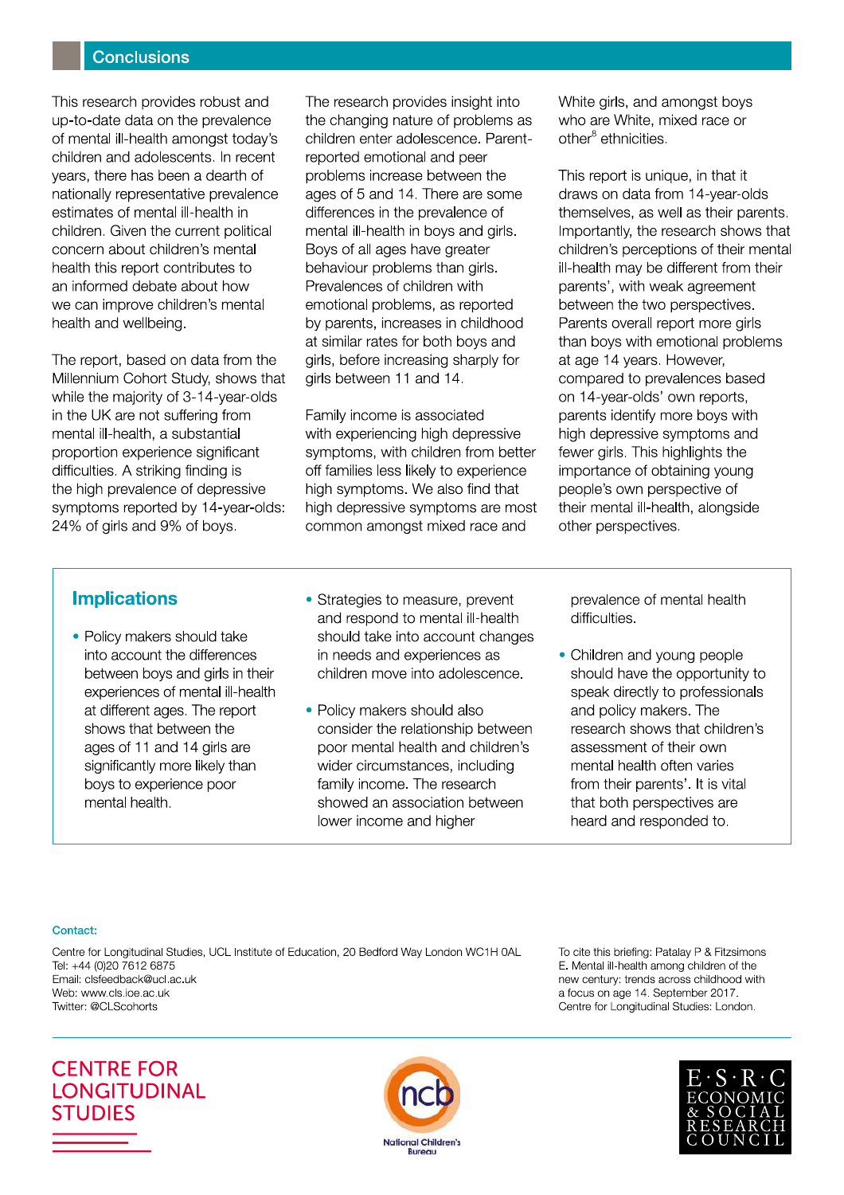## Conclusions

This research provides robust and up-to-date data on the prevalence of mental ill-health amongst today's children and adolescents. In recent years, there has been a dearth of nationally representative prevalence estimates of mental ill-health in children. Given the current political concern about children's mental health this report contributes to an informed debate about how we can improve children's mental health and wellbeing.

The report, based on data from the Millennium Cohort Study, shows that while the majority of 3-14-year-olds in the UK are not suffering from mental ill-health, a substantial proportion experience significant difficulties. A striking finding is the high prevalence of depressive symptoms reported by 14-year-olds: 24% of girls and 9% of boys.

The research provides insight into the changing nature of problems as children enter adolescence. Parent-reported emotional and peer problems increase between the ages of 5 and 14. There are some differences in the prevalence of mental ill-health in boys and girls. Boys of all ages have greater behaviour problems than girls. Prevalences of children with emotional problems, as reported by parents, increases in childhood at similar rates for both boys and girls, before increasing sharply for girls between 11 and 14.

Family income is associated with experiencing high depressive symptoms, with children from better off families less likely to experience high symptoms. We also find that high depressive symptoms are most common amongst mixed race and White girls, and amongst boys who are White, mixed race or other[8] ethnicities.

This report is unique, in that it draws on data from 14-year-olds themselves, as well as their parents. Importantly, the research shows that children's perceptions of their mental ill-health may be different from their parents', with weak agreement between the two perspectives. Parents overall report more girls than boys with emotional problems at age 14 years. However, compared to prevalences based on 14-year-olds' own reports, parents identify more boys with high depressive symptoms and fewer girls. This highlights the importance of obtaining young people's own perspective of their mental ill-health, alongside other perspectives.

### Implications

- Policy makers should take into account the differences between boys and girls in their experiences of mental ill-health at different ages. The report shows that between the ages of 11 and 14 girls are significantly more likely than boys to experience poor mental health.
- Strategies to measure, prevent and respond to mental ill-health should take into account changes in needs and experiences as children move into adolescence.
- Policy makers should also consider the relationship between poor mental health and children's wider circumstances, including family income. The research showed an association between lower income and higher prevalence of mental health difficulties.
- Children and young people should have the opportunity to speak directly to professionals and policy makers. The research shows that children's assessment of their own mental health often varies from their parents'. It is vital that both perspectives are heard and responded to.

**Contact:**

Centre for Longitudinal Studies, UCL Institute of Education, 20 Bedford Way London WC1H 0AL
Tel: +44 (0)20 7612 6875
Email: clsfeedback@ucl.ac.uk
Web: www.cls.ioe.ac.uk
Twitter: @CLScohorts

To cite this briefing: Patalay P & Fitzsimons E. Mental ill-health among children of the new century: trends across childhood with a focus on age 14. September 2017. Centre for Longitudinal Studies: London.

CENTRE FOR LONGITUDINAL STUDIES

ncb National Children's Bureau

E·S·R·C ECONOMIC & SOCIAL RESEARCH COUNCIL